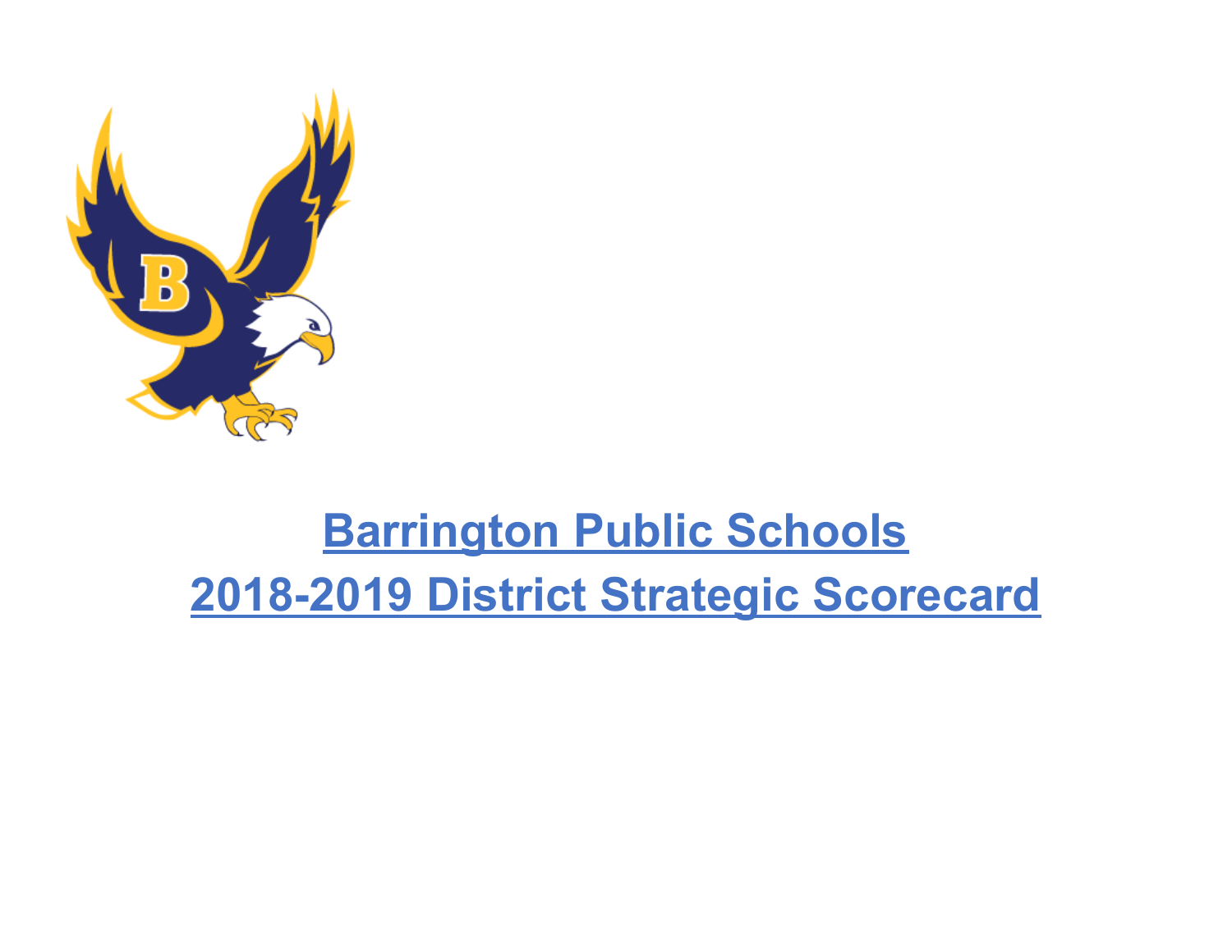# Barrington Public Schools

# 2018-2019 District Strategic Scorecard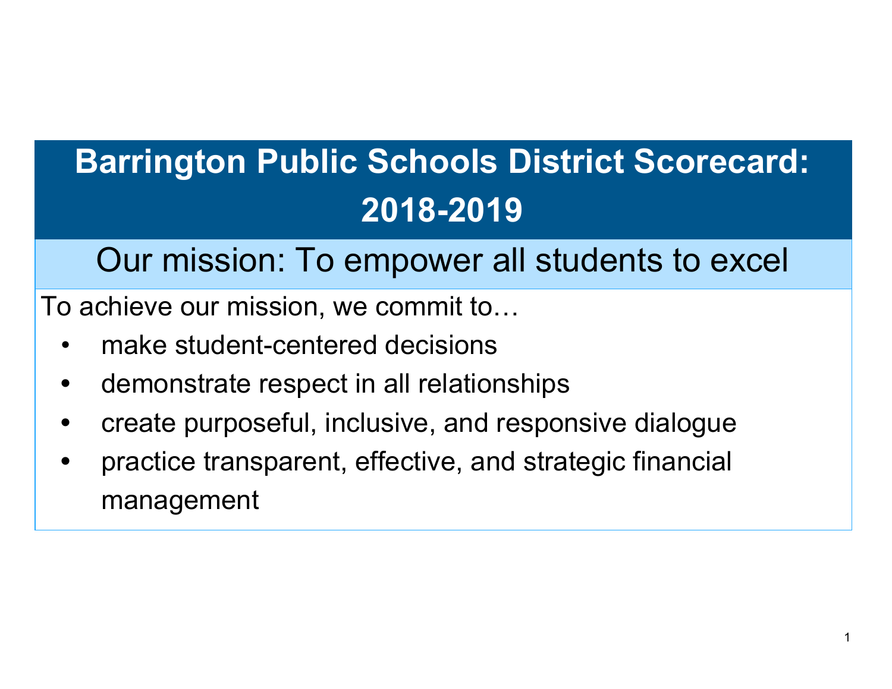# Barrington Public Schools District Scorecard: 2018-2019

## Our mission: To empower all students to excel

To achieve our mission, we commit to…

- make student-centered decisions
- demonstrate respect in all relationships
- create purposeful, inclusive, and responsive dialogue
- practice transparent, effective, and strategic financial management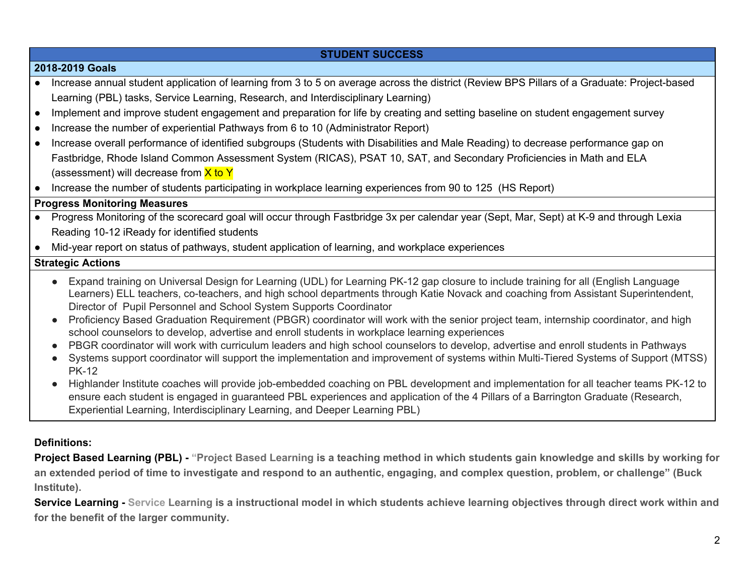## STUDENT SUCCESS

**2018-2019 Goals**

- Increase annual student application of learning from 3 to 5 on average across the district (Review BPS Pillars of a Graduate: Project-based Learning (PBL) tasks, Service Learning, Research, and Interdisciplinary Learning)
- Implement and improve student engagement and preparation for life by creating and setting baseline on student engagement survey
- Increase the number of experiential Pathways from 6 to 10 (Administrator Report)
- Increase overall performance of identified subgroups (Students with Disabilities and Male Reading) to decrease performance gap on Fastbridge, Rhode Island Common Assessment System (RICAS), PSAT 10, SAT, and Secondary Proficiencies in Math and ELA (assessment) will decrease from X to Y
- Increase the number of students participating in workplace learning experiences from 90 to 125 (HS Report)

**Progress Monitoring Measures**

- Progress Monitoring of the scorecard goal will occur through Fastbridge 3x per calendar year (Sept, Mar, Sept) at K-9 and through Lexia Reading 10-12 iReady for identified students
- Mid-year report on status of pathways, student application of learning, and workplace experiences

**Strategic Actions**

- Expand training on Universal Design for Learning (UDL) for Learning PK-12 gap closure to include training for all (English Language Learners) ELL teachers, co-teachers, and high school departments through Katie Novack and coaching from Assistant Superintendent, Director of Pupil Personnel and School System Supports Coordinator
- Proficiency Based Graduation Requirement (PBGR) coordinator will work with the senior project team, internship coordinator, and high school counselors to develop, advertise and enroll students in workplace learning experiences
- PBGR coordinator will work with curriculum leaders and high school counselors to develop, advertise and enroll students in Pathways
- Systems support coordinator will support the implementation and improvement of systems within Multi-Tiered Systems of Support (MTSS) PK-12
- Highlander Institute coaches will provide job-embedded coaching on PBL development and implementation for all teacher teams PK-12 to ensure each student is engaged in guaranteed PBL experiences and application of the 4 Pillars of a Barrington Graduate (Research, Experiential Learning, Interdisciplinary Learning, and Deeper Learning PBL)

**Definitions:**

**Project Based Learning (PBL) - "Project Based Learning is a teaching method in which students gain knowledge and skills by working for an extended period of time to investigate and respond to an authentic, engaging, and complex question, problem, or challenge" (Buck Institute).**

**Service Learning - Service Learning is a instructional model in which students achieve learning objectives through direct work within and for the benefit of the larger community.**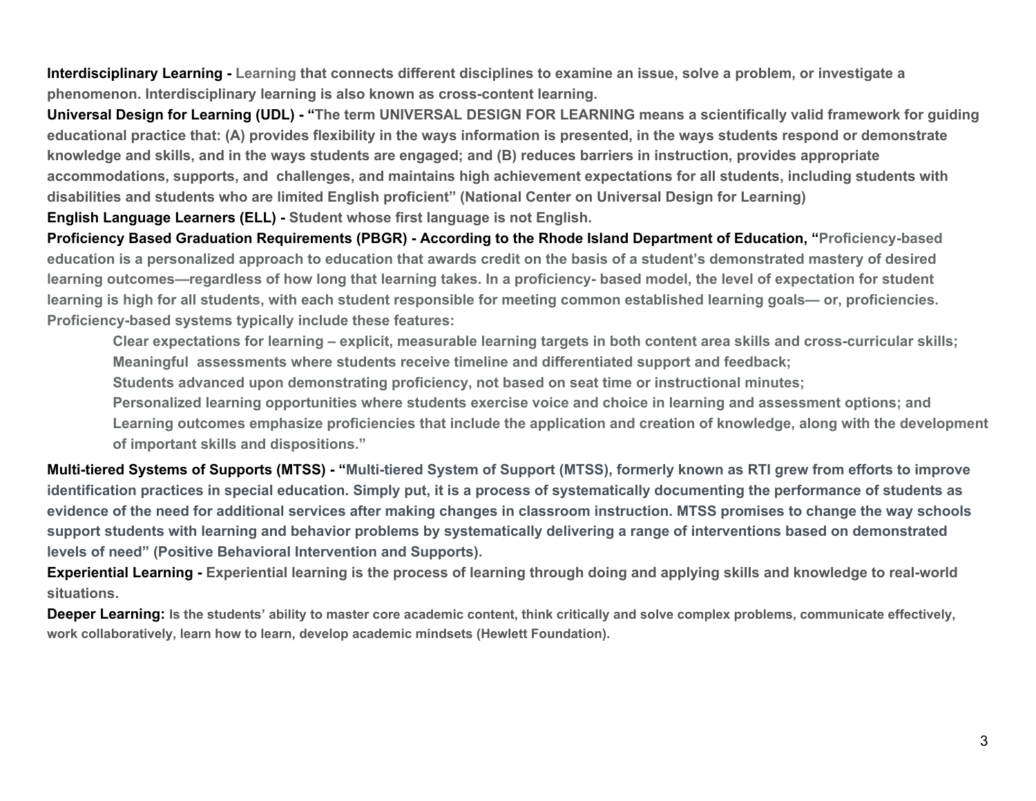**Interdisciplinary Learning -** Learning that connects different disciplines to examine an issue, solve a problem, or investigate a phenomenon. Interdisciplinary learning is also known as cross-content learning.

**Universal Design for Learning (UDL) -** "The term UNIVERSAL DESIGN FOR LEARNING means a scientifically valid framework for guiding educational practice that: (A) provides flexibility in the ways information is presented, in the ways students respond or demonstrate knowledge and skills, and in the ways students are engaged; and (B) reduces barriers in instruction, provides appropriate accommodations, supports, and challenges, and maintains high achievement expectations for all students, including students with disabilities and students who are limited English proficient" (National Center on Universal Design for Learning)

**English Language Learners (ELL) -** Student whose first language is not English.

**Proficiency Based Graduation Requirements (PBGR) - According to the Rhode Island Department of Education,** "Proficiency-based education is a personalized approach to education that awards credit on the basis of a student's demonstrated mastery of desired learning outcomes—regardless of how long that learning takes. In a proficiency- based model, the level of expectation for student learning is high for all students, with each student responsible for meeting common established learning goals— or, proficiencies. Proficiency-based systems typically include these features:

> Clear expectations for learning – explicit, measurable learning targets in both content area skills and cross-curricular skills;
> Meaningful assessments where students receive timeline and differentiated support and feedback;
> Students advanced upon demonstrating proficiency, not based on seat time or instructional minutes;
> Personalized learning opportunities where students exercise voice and choice in learning and assessment options; and
> Learning outcomes emphasize proficiencies that include the application and creation of knowledge, along with the development of important skills and dispositions."

**Multi-tiered Systems of Supports (MTSS) -** "Multi-tiered System of Support (MTSS), formerly known as RTI grew from efforts to improve identification practices in special education. Simply put, it is a process of systematically documenting the performance of students as evidence of the need for additional services after making changes in classroom instruction. MTSS promises to change the way schools support students with learning and behavior problems by systematically delivering a range of interventions based on demonstrated levels of need" (Positive Behavioral Intervention and Supports).

**Experiential Learning -** Experiential learning is the process of learning through doing and applying skills and knowledge to real-world situations.

**Deeper Learning:** Is the students' ability to master core academic content, think critically and solve complex problems, communicate effectively, work collaboratively, learn how to learn, develop academic mindsets (Hewlett Foundation).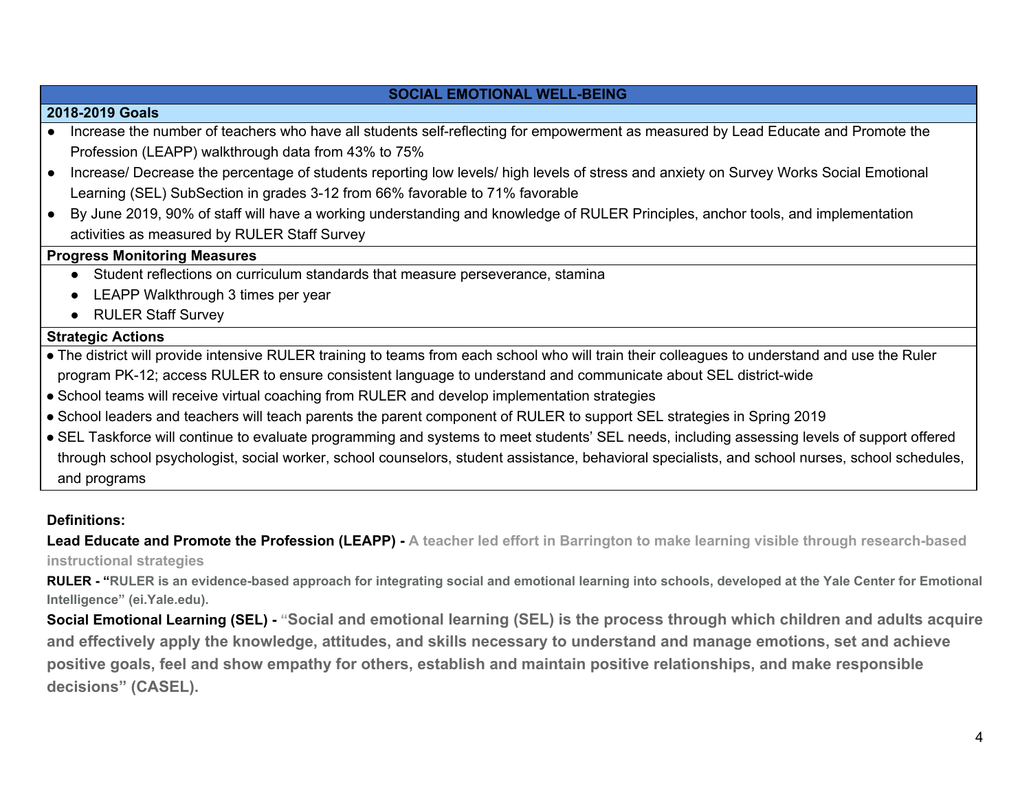## SOCIAL EMOTIONAL WELL-BEING

**2018-2019 Goals**

- Increase the number of teachers who have all students self-reflecting for empowerment as measured by Lead Educate and Promote the Profession (LEAPP) walkthrough data from 43% to 75%
- Increase/ Decrease the percentage of students reporting low levels/ high levels of stress and anxiety on Survey Works Social Emotional Learning (SEL) SubSection in grades 3-12 from 66% favorable to 71% favorable
- By June 2019, 90% of staff will have a working understanding and knowledge of RULER Principles, anchor tools, and implementation activities as measured by RULER Staff Survey

**Progress Monitoring Measures**

- Student reflections on curriculum standards that measure perseverance, stamina
- LEAPP Walkthrough 3 times per year
- RULER Staff Survey

**Strategic Actions**

- The district will provide intensive RULER training to teams from each school who will train their colleagues to understand and use the Ruler program PK-12; access RULER to ensure consistent language to understand and communicate about SEL district-wide
- School teams will receive virtual coaching from RULER and develop implementation strategies
- School leaders and teachers will teach parents the parent component of RULER to support SEL strategies in Spring 2019
- SEL Taskforce will continue to evaluate programming and systems to meet students' SEL needs, including assessing levels of support offered through school psychologist, social worker, school counselors, student assistance, behavioral specialists, and school nurses, school schedules, and programs

**Definitions:**

**Lead Educate and Promote the Profession (LEAPP) -** A teacher led effort in Barrington to make learning visible through research-based instructional strategies

**RULER -** "RULER is an evidence-based approach for integrating social and emotional learning into schools, developed at the Yale Center for Emotional Intelligence" (ei.Yale.edu).

**Social Emotional Learning (SEL) -** "Social and emotional learning (SEL) is the process through which children and adults acquire and effectively apply the knowledge, attitudes, and skills necessary to understand and manage emotions, set and achieve positive goals, feel and show empathy for others, establish and maintain positive relationships, and make responsible decisions" (CASEL).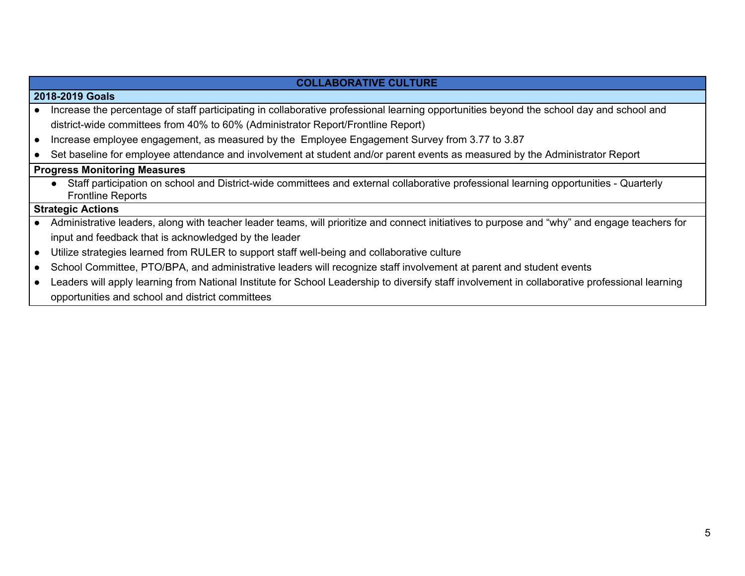## COLLABORATIVE CULTURE

### 2018-2019 Goals

- Increase the percentage of staff participating in collaborative professional learning opportunities beyond the school day and school and district-wide committees from 40% to 60% (Administrator Report/Frontline Report)
- Increase employee engagement, as measured by the Employee Engagement Survey from 3.77 to 3.87
- Set baseline for employee attendance and involvement at student and/or parent events as measured by the Administrator Report

### Progress Monitoring Measures

- Staff participation on school and District-wide committees and external collaborative professional learning opportunities - Quarterly Frontline Reports

### Strategic Actions

- Administrative leaders, along with teacher leader teams, will prioritize and connect initiatives to purpose and "why" and engage teachers for input and feedback that is acknowledged by the leader
- Utilize strategies learned from RULER to support staff well-being and collaborative culture
- School Committee, PTO/BPA, and administrative leaders will recognize staff involvement at parent and student events
- Leaders will apply learning from National Institute for School Leadership to diversify staff involvement in collaborative professional learning opportunities and school and district committees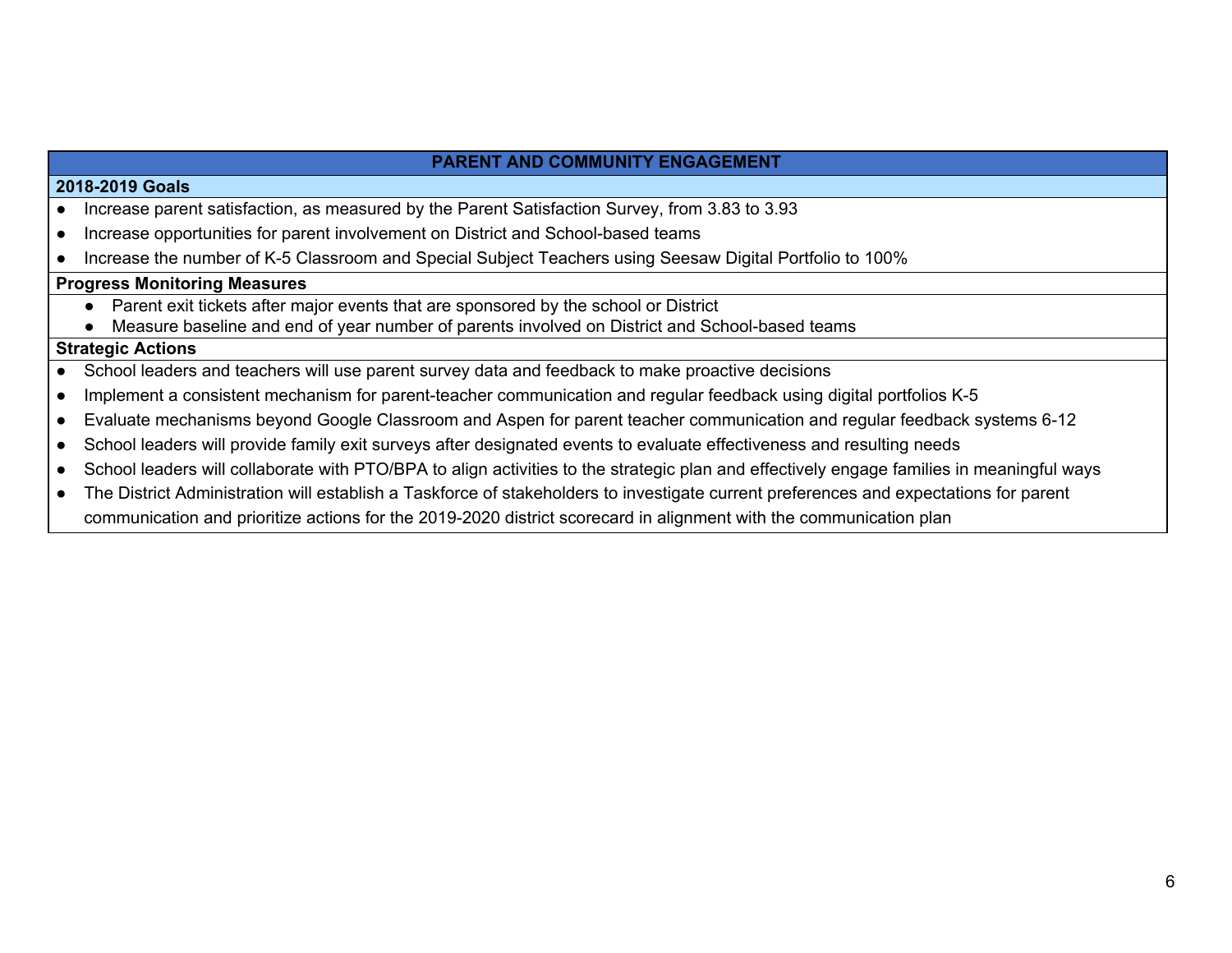## PARENT AND COMMUNITY ENGAGEMENT

### 2018-2019 Goals

- Increase parent satisfaction, as measured by the Parent Satisfaction Survey, from 3.83 to 3.93
- Increase opportunities for parent involvement on District and School-based teams
- Increase the number of K-5 Classroom and Special Subject Teachers using Seesaw Digital Portfolio to 100%

### Progress Monitoring Measures

- Parent exit tickets after major events that are sponsored by the school or District
- Measure baseline and end of year number of parents involved on District and School-based teams

### Strategic Actions

- School leaders and teachers will use parent survey data and feedback to make proactive decisions
- Implement a consistent mechanism for parent-teacher communication and regular feedback using digital portfolios K-5
- Evaluate mechanisms beyond Google Classroom and Aspen for parent teacher communication and regular feedback systems 6-12
- School leaders will provide family exit surveys after designated events to evaluate effectiveness and resulting needs
- School leaders will collaborate with PTO/BPA to align activities to the strategic plan and effectively engage families in meaningful ways
- The District Administration will establish a Taskforce of stakeholders to investigate current preferences and expectations for parent communication and prioritize actions for the 2019-2020 district scorecard in alignment with the communication plan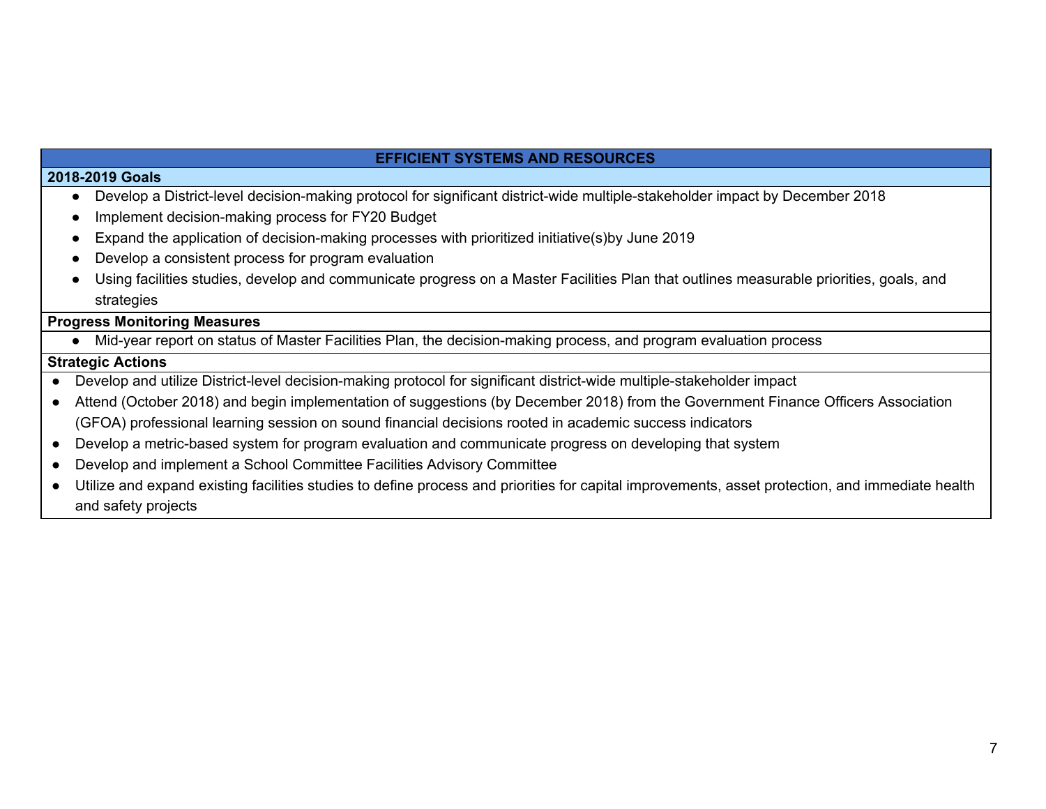## EFFICIENT SYSTEMS AND RESOURCES

**2018-2019 Goals**

- Develop a District-level decision-making protocol for significant district-wide multiple-stakeholder impact by December 2018
- Implement decision-making process for FY20 Budget
- Expand the application of decision-making processes with prioritized initiative(s)by June 2019
- Develop a consistent process for program evaluation
- Using facilities studies, develop and communicate progress on a Master Facilities Plan that outlines measurable priorities, goals, and strategies

**Progress Monitoring Measures**

- Mid-year report on status of Master Facilities Plan, the decision-making process, and program evaluation process

**Strategic Actions**

- Develop and utilize District-level decision-making protocol for significant district-wide multiple-stakeholder impact
- Attend (October 2018) and begin implementation of suggestions (by December 2018) from the Government Finance Officers Association (GFOA) professional learning session on sound financial decisions rooted in academic success indicators
- Develop a metric-based system for program evaluation and communicate progress on developing that system
- Develop and implement a School Committee Facilities Advisory Committee
- Utilize and expand existing facilities studies to define process and priorities for capital improvements, asset protection, and immediate health and safety projects